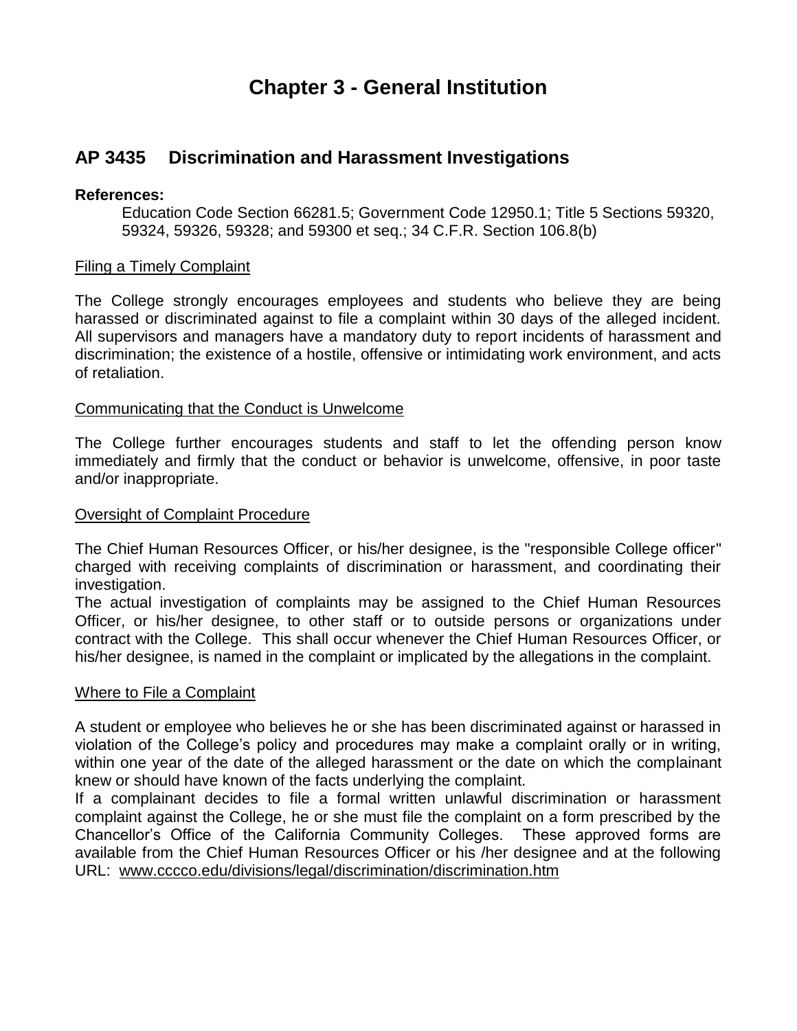# Chapter 3 - General Institution

## AP 3435 Discrimination and Harassment Investigations

**References:**

Education Code Section 66281.5; Government Code 12950.1; Title 5 Sections 59320, 59324, 59326, 59328; and 59300 et seq.; 34 C.F.R. Section 106.8(b)

Filing a Timely Complaint

The College strongly encourages employees and students who believe they are being harassed or discriminated against to file a complaint within 30 days of the alleged incident. All supervisors and managers have a mandatory duty to report incidents of harassment and discrimination; the existence of a hostile, offensive or intimidating work environment, and acts of retaliation.

Communicating that the Conduct is Unwelcome

The College further encourages students and staff to let the offending person know immediately and firmly that the conduct or behavior is unwelcome, offensive, in poor taste and/or inappropriate.

Oversight of Complaint Procedure

The Chief Human Resources Officer, or his/her designee, is the "responsible College officer" charged with receiving complaints of discrimination or harassment, and coordinating their investigation.

The actual investigation of complaints may be assigned to the Chief Human Resources Officer, or his/her designee, to other staff or to outside persons or organizations under contract with the College. This shall occur whenever the Chief Human Resources Officer, or his/her designee, is named in the complaint or implicated by the allegations in the complaint.

Where to File a Complaint

A student or employee who believes he or she has been discriminated against or harassed in violation of the College's policy and procedures may make a complaint orally or in writing, within one year of the date of the alleged harassment or the date on which the complainant knew or should have known of the facts underlying the complaint.

If a complainant decides to file a formal written unlawful discrimination or harassment complaint against the College, he or she must file the complaint on a form prescribed by the Chancellor's Office of the California Community Colleges. These approved forms are available from the Chief Human Resources Officer or his /her designee and at the following URL: www.cccco.edu/divisions/legal/discrimination/discrimination.htm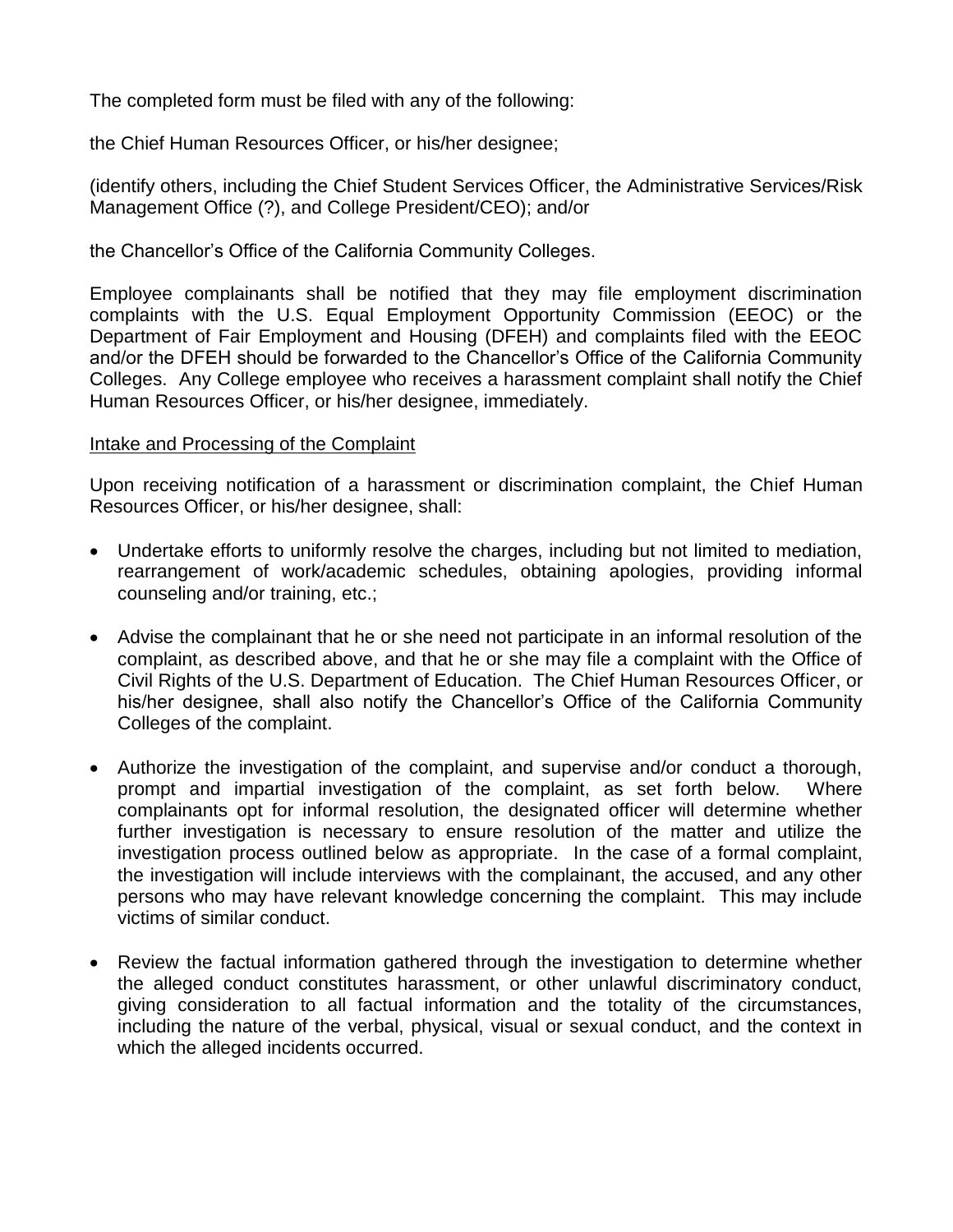The completed form must be filed with any of the following:

the Chief Human Resources Officer, or his/her designee;

(identify others, including the Chief Student Services Officer, the Administrative Services/Risk Management Office (?), and College President/CEO); and/or

the Chancellor's Office of the California Community Colleges.

Employee complainants shall be notified that they may file employment discrimination complaints with the U.S. Equal Employment Opportunity Commission (EEOC) or the Department of Fair Employment and Housing (DFEH) and complaints filed with the EEOC and/or the DFEH should be forwarded to the Chancellor's Office of the California Community Colleges. Any College employee who receives a harassment complaint shall notify the Chief Human Resources Officer, or his/her designee, immediately.

<u>Intake and Processing of the Complaint</u>

Upon receiving notification of a harassment or discrimination complaint, the Chief Human Resources Officer, or his/her designee, shall:

- Undertake efforts to uniformly resolve the charges, including but not limited to mediation, rearrangement of work/academic schedules, obtaining apologies, providing informal counseling and/or training, etc.;
- Advise the complainant that he or she need not participate in an informal resolution of the complaint, as described above, and that he or she may file a complaint with the Office of Civil Rights of the U.S. Department of Education. The Chief Human Resources Officer, or his/her designee, shall also notify the Chancellor's Office of the California Community Colleges of the complaint.
- Authorize the investigation of the complaint, and supervise and/or conduct a thorough, prompt and impartial investigation of the complaint, as set forth below. Where complainants opt for informal resolution, the designated officer will determine whether further investigation is necessary to ensure resolution of the matter and utilize the investigation process outlined below as appropriate. In the case of a formal complaint, the investigation will include interviews with the complainant, the accused, and any other persons who may have relevant knowledge concerning the complaint. This may include victims of similar conduct.
- Review the factual information gathered through the investigation to determine whether the alleged conduct constitutes harassment, or other unlawful discriminatory conduct, giving consideration to all factual information and the totality of the circumstances, including the nature of the verbal, physical, visual or sexual conduct, and the context in which the alleged incidents occurred.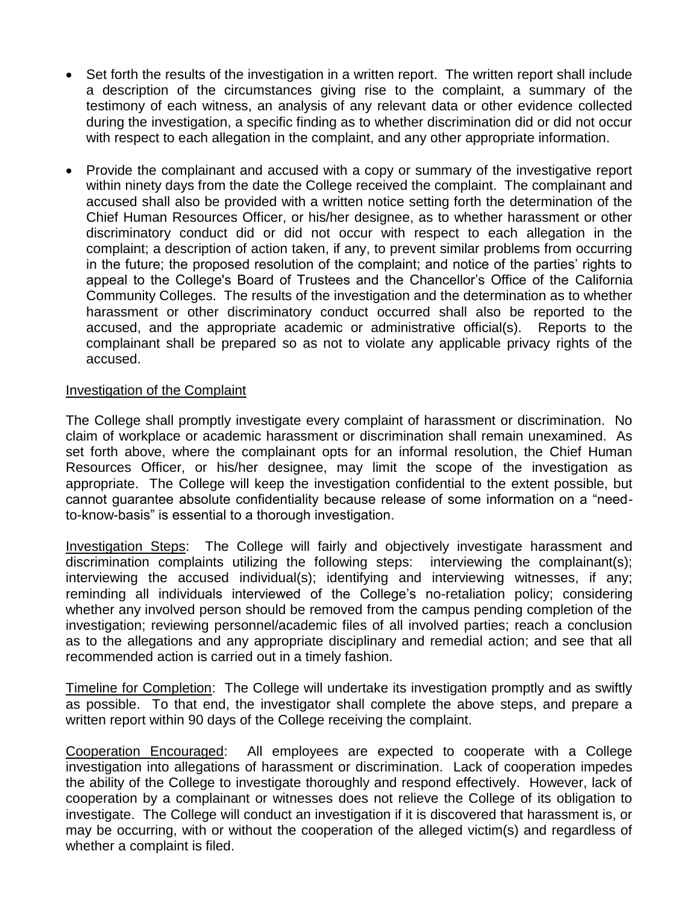- Set forth the results of the investigation in a written report. The written report shall include a description of the circumstances giving rise to the complaint, a summary of the testimony of each witness, an analysis of any relevant data or other evidence collected during the investigation, a specific finding as to whether discrimination did or did not occur with respect to each allegation in the complaint, and any other appropriate information.

- Provide the complainant and accused with a copy or summary of the investigative report within ninety days from the date the College received the complaint. The complainant and accused shall also be provided with a written notice setting forth the determination of the Chief Human Resources Officer, or his/her designee, as to whether harassment or other discriminatory conduct did or did not occur with respect to each allegation in the complaint; a description of action taken, if any, to prevent similar problems from occurring in the future; the proposed resolution of the complaint; and notice of the parties' rights to appeal to the College's Board of Trustees and the Chancellor's Office of the California Community Colleges. The results of the investigation and the determination as to whether harassment or other discriminatory conduct occurred shall also be reported to the accused, and the appropriate academic or administrative official(s). Reports to the complainant shall be prepared so as not to violate any applicable privacy rights of the accused.

## Investigation of the Complaint

The College shall promptly investigate every complaint of harassment or discrimination. No claim of workplace or academic harassment or discrimination shall remain unexamined. As set forth above, where the complainant opts for an informal resolution, the Chief Human Resources Officer, or his/her designee, may limit the scope of the investigation as appropriate. The College will keep the investigation confidential to the extent possible, but cannot guarantee absolute confidentiality because release of some information on a "need-to-know-basis" is essential to a thorough investigation.

Investigation Steps: The College will fairly and objectively investigate harassment and discrimination complaints utilizing the following steps: interviewing the complainant(s); interviewing the accused individual(s); identifying and interviewing witnesses, if any; reminding all individuals interviewed of the College's no-retaliation policy; considering whether any involved person should be removed from the campus pending completion of the investigation; reviewing personnel/academic files of all involved parties; reach a conclusion as to the allegations and any appropriate disciplinary and remedial action; and see that all recommended action is carried out in a timely fashion.

Timeline for Completion: The College will undertake its investigation promptly and as swiftly as possible. To that end, the investigator shall complete the above steps, and prepare a written report within 90 days of the College receiving the complaint.

Cooperation Encouraged: All employees are expected to cooperate with a College investigation into allegations of harassment or discrimination. Lack of cooperation impedes the ability of the College to investigate thoroughly and respond effectively. However, lack of cooperation by a complainant or witnesses does not relieve the College of its obligation to investigate. The College will conduct an investigation if it is discovered that harassment is, or may be occurring, with or without the cooperation of the alleged victim(s) and regardless of whether a complaint is filed.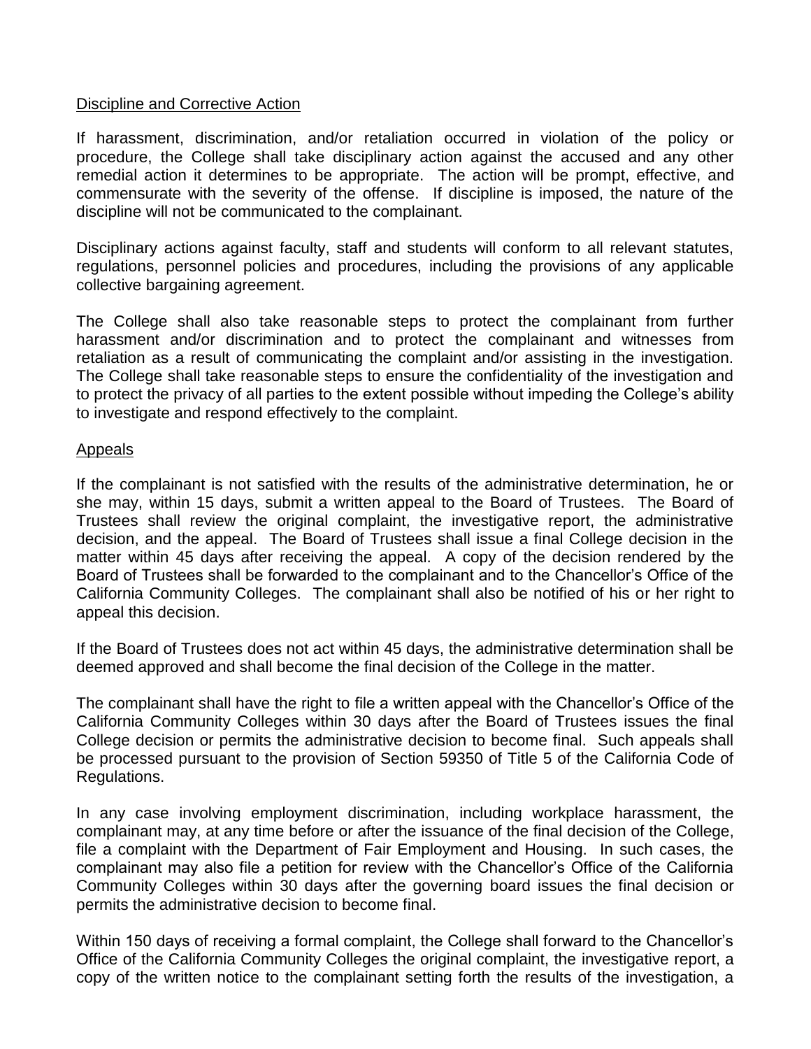## Discipline and Corrective Action

If harassment, discrimination, and/or retaliation occurred in violation of the policy or procedure, the College shall take disciplinary action against the accused and any other remedial action it determines to be appropriate. The action will be prompt, effective, and commensurate with the severity of the offense. If discipline is imposed, the nature of the discipline will not be communicated to the complainant.

Disciplinary actions against faculty, staff and students will conform to all relevant statutes, regulations, personnel policies and procedures, including the provisions of any applicable collective bargaining agreement.

The College shall also take reasonable steps to protect the complainant from further harassment and/or discrimination and to protect the complainant and witnesses from retaliation as a result of communicating the complaint and/or assisting in the investigation. The College shall take reasonable steps to ensure the confidentiality of the investigation and to protect the privacy of all parties to the extent possible without impeding the College's ability to investigate and respond effectively to the complaint.

## Appeals

If the complainant is not satisfied with the results of the administrative determination, he or she may, within 15 days, submit a written appeal to the Board of Trustees. The Board of Trustees shall review the original complaint, the investigative report, the administrative decision, and the appeal. The Board of Trustees shall issue a final College decision in the matter within 45 days after receiving the appeal. A copy of the decision rendered by the Board of Trustees shall be forwarded to the complainant and to the Chancellor's Office of the California Community Colleges. The complainant shall also be notified of his or her right to appeal this decision.

If the Board of Trustees does not act within 45 days, the administrative determination shall be deemed approved and shall become the final decision of the College in the matter.

The complainant shall have the right to file a written appeal with the Chancellor's Office of the California Community Colleges within 30 days after the Board of Trustees issues the final College decision or permits the administrative decision to become final. Such appeals shall be processed pursuant to the provision of Section 59350 of Title 5 of the California Code of Regulations.

In any case involving employment discrimination, including workplace harassment, the complainant may, at any time before or after the issuance of the final decision of the College, file a complaint with the Department of Fair Employment and Housing. In such cases, the complainant may also file a petition for review with the Chancellor's Office of the California Community Colleges within 30 days after the governing board issues the final decision or permits the administrative decision to become final.

Within 150 days of receiving a formal complaint, the College shall forward to the Chancellor's Office of the California Community Colleges the original complaint, the investigative report, a copy of the written notice to the complainant setting forth the results of the investigation, a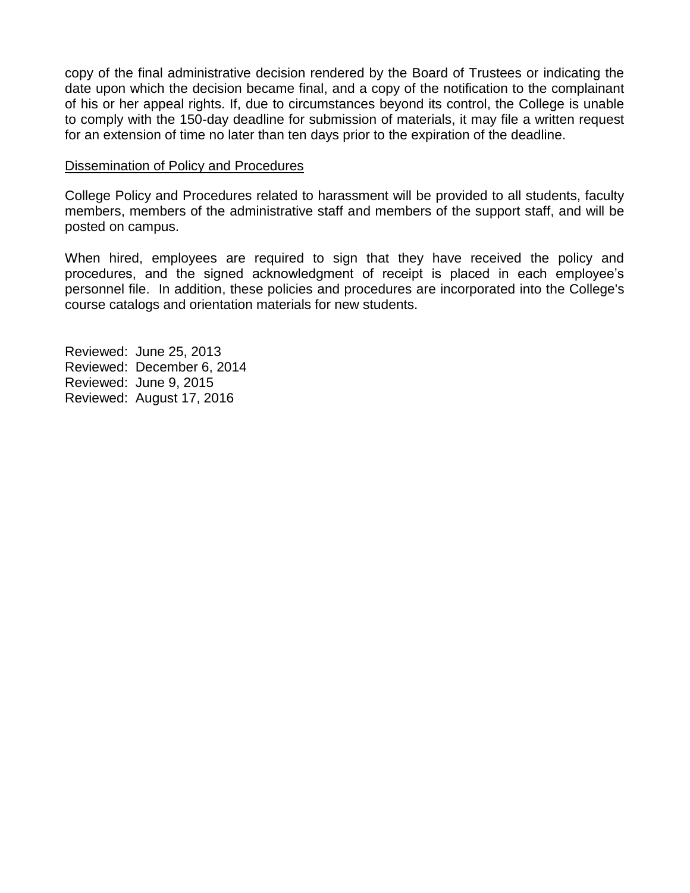copy of the final administrative decision rendered by the Board of Trustees or indicating the date upon which the decision became final, and a copy of the notification to the complainant of his or her appeal rights. If, due to circumstances beyond its control, the College is unable to comply with the 150-day deadline for submission of materials, it may file a written request for an extension of time no later than ten days prior to the expiration of the deadline.

<u>Dissemination of Policy and Procedures</u>

College Policy and Procedures related to harassment will be provided to all students, faculty members, members of the administrative staff and members of the support staff, and will be posted on campus.

When hired, employees are required to sign that they have received the policy and procedures, and the signed acknowledgment of receipt is placed in each employee's personnel file. In addition, these policies and procedures are incorporated into the College's course catalogs and orientation materials for new students.

Reviewed: June 25, 2013
Reviewed: December 6, 2014
Reviewed: June 9, 2015
Reviewed: August 17, 2016